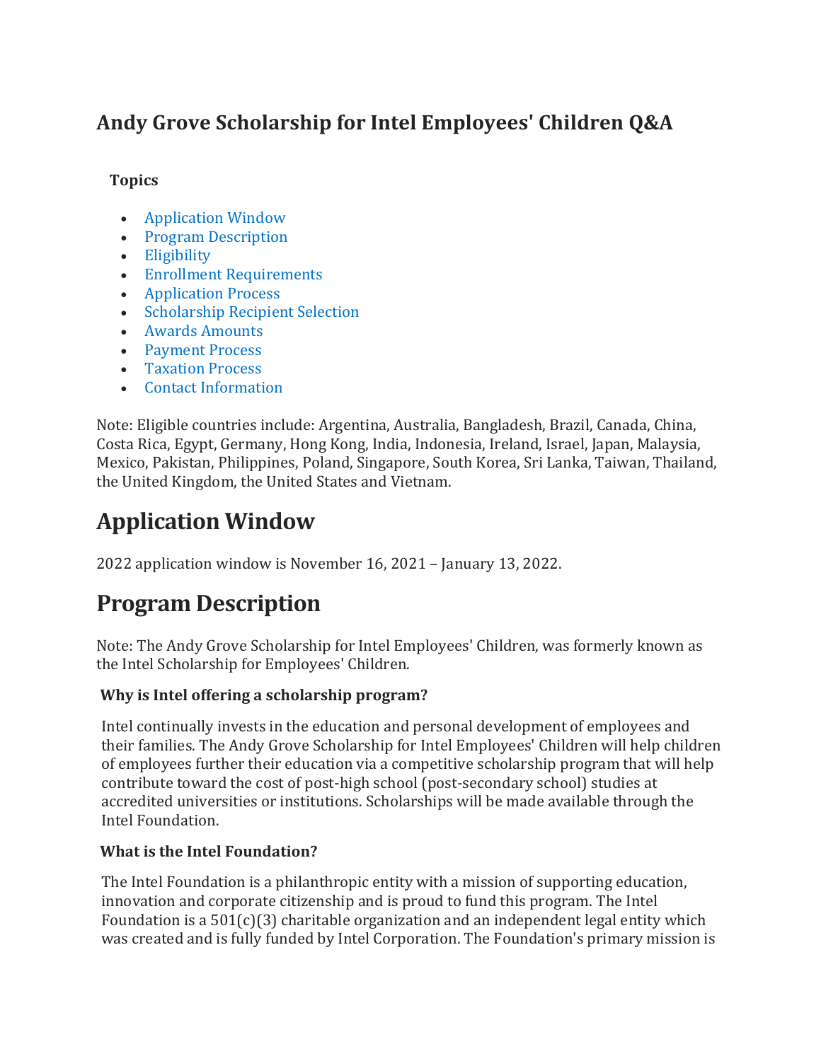# Andy Grove Scholarship for Intel Employees' Children Q&A

**Topics**

- Application Window
- Program Description
- Eligibility
- Enrollment Requirements
- Application Process
- Scholarship Recipient Selection
- Awards Amounts
- Payment Process
- Taxation Process
- Contact Information

Note: Eligible countries include: Argentina, Australia, Bangladesh, Brazil, Canada, China, Costa Rica, Egypt, Germany, Hong Kong, India, Indonesia, Ireland, Israel, Japan, Malaysia, Mexico, Pakistan, Philippines, Poland, Singapore, South Korea, Sri Lanka, Taiwan, Thailand, the United Kingdom, the United States and Vietnam.

## Application Window

2022 application window is November 16, 2021 – January 13, 2022.

## Program Description

Note: The Andy Grove Scholarship for Intel Employees' Children, was formerly known as the Intel Scholarship for Employees' Children.

**Why is Intel offering a scholarship program?**

Intel continually invests in the education and personal development of employees and their families. The Andy Grove Scholarship for Intel Employees' Children will help children of employees further their education via a competitive scholarship program that will help contribute toward the cost of post-high school (post-secondary school) studies at accredited universities or institutions. Scholarships will be made available through the Intel Foundation.

**What is the Intel Foundation?**

The Intel Foundation is a philanthropic entity with a mission of supporting education, innovation and corporate citizenship and is proud to fund this program. The Intel Foundation is a 501(c)(3) charitable organization and an independent legal entity which was created and is fully funded by Intel Corporation. The Foundation's primary mission is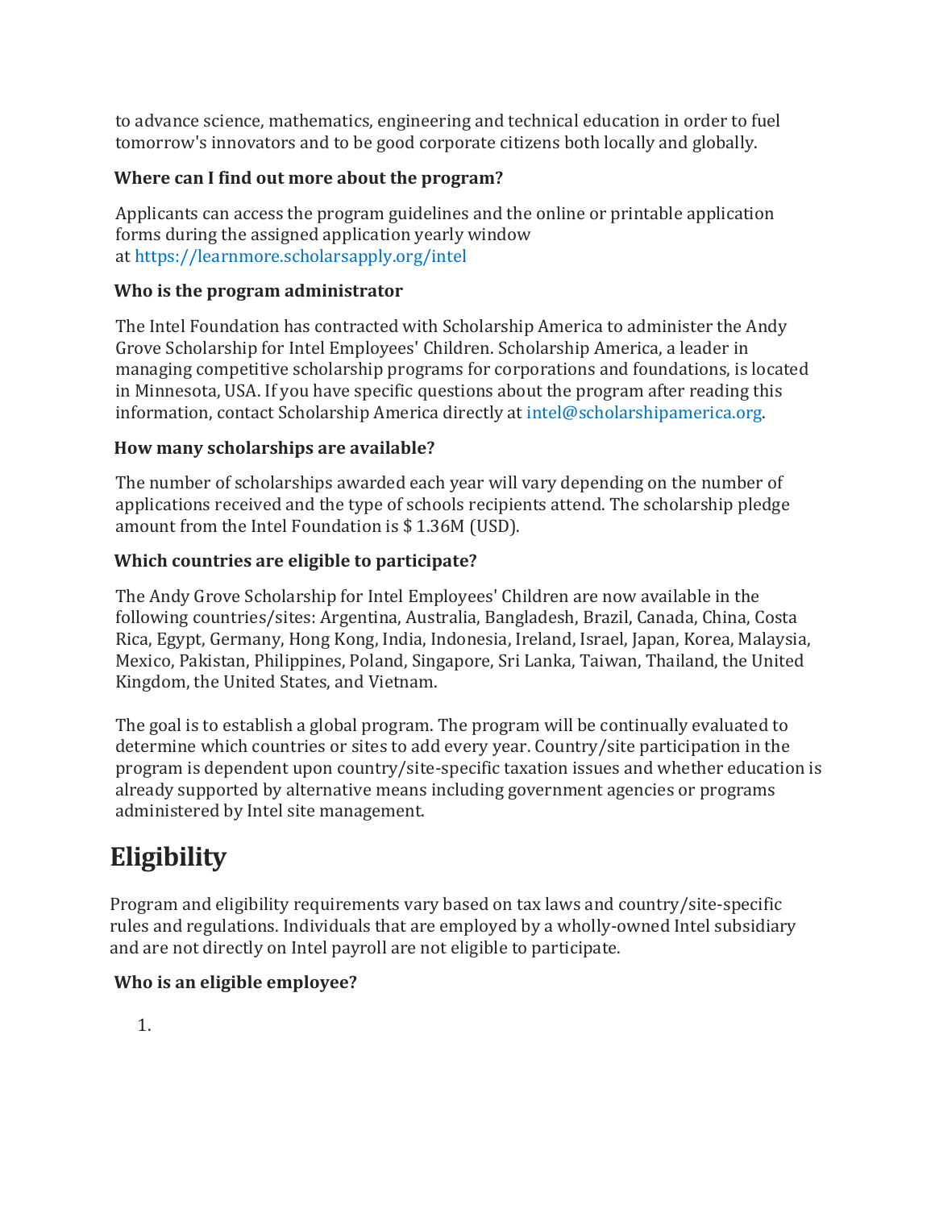to advance science, mathematics, engineering and technical education in order to fuel tomorrow's innovators and to be good corporate citizens both locally and globally.

### Where can I find out more about the program?

Applicants can access the program guidelines and the online or printable application forms during the assigned application yearly window at https://learnmore.scholarsapply.org/intel

### Who is the program administrator

The Intel Foundation has contracted with Scholarship America to administer the Andy Grove Scholarship for Intel Employees' Children. Scholarship America, a leader in managing competitive scholarship programs for corporations and foundations, is located in Minnesota, USA. If you have specific questions about the program after reading this information, contact Scholarship America directly at intel@scholarshipamerica.org.

### How many scholarships are available?

The number of scholarships awarded each year will vary depending on the number of applications received and the type of schools recipients attend. The scholarship pledge amount from the Intel Foundation is $ 1.36M (USD).

### Which countries are eligible to participate?

The Andy Grove Scholarship for Intel Employees' Children are now available in the following countries/sites: Argentina, Australia, Bangladesh, Brazil, Canada, China, Costa Rica, Egypt, Germany, Hong Kong, India, Indonesia, Ireland, Israel, Japan, Korea, Malaysia, Mexico, Pakistan, Philippines, Poland, Singapore, Sri Lanka, Taiwan, Thailand, the United Kingdom, the United States, and Vietnam.

The goal is to establish a global program. The program will be continually evaluated to determine which countries or sites to add every year. Country/site participation in the program is dependent upon country/site-specific taxation issues and whether education is already supported by alternative means including government agencies or programs administered by Intel site management.

## Eligibility

Program and eligibility requirements vary based on tax laws and country/site-specific rules and regulations. Individuals that are employed by a wholly-owned Intel subsidiary and are not directly on Intel payroll are not eligible to participate.

### Who is an eligible employee?

1.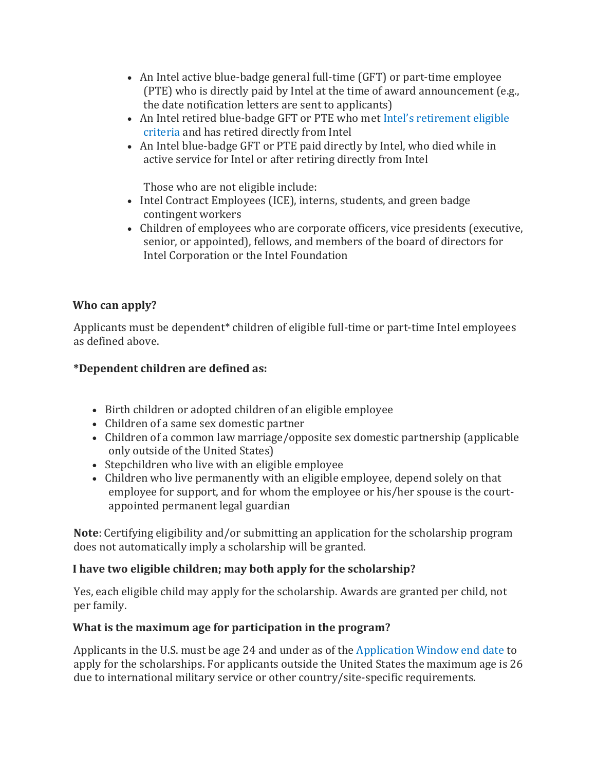- An Intel active blue-badge general full-time (GFT) or part-time employee (PTE) who is directly paid by Intel at the time of award announcement (e.g., the date notification letters are sent to applicants)
- An Intel retired blue-badge GFT or PTE who met Intel's retirement eligible criteria and has retired directly from Intel
- An Intel blue-badge GFT or PTE paid directly by Intel, who died while in active service for Intel or after retiring directly from Intel

Those who are not eligible include:

- Intel Contract Employees (ICE), interns, students, and green badge contingent workers
- Children of employees who are corporate officers, vice presidents (executive, senior, or appointed), fellows, and members of the board of directors for Intel Corporation or the Intel Foundation

**Who can apply?**

Applicants must be dependent* children of eligible full-time or part-time Intel employees as defined above.

***Dependent children are defined as:**

- Birth children or adopted children of an eligible employee
- Children of a same sex domestic partner
- Children of a common law marriage/opposite sex domestic partnership (applicable only outside of the United States)
- Stepchildren who live with an eligible employee
- Children who live permanently with an eligible employee, depend solely on that employee for support, and for whom the employee or his/her spouse is the court-appointed permanent legal guardian

**Note**: Certifying eligibility and/or submitting an application for the scholarship program does not automatically imply a scholarship will be granted.

**I have two eligible children; may both apply for the scholarship?**

Yes, each eligible child may apply for the scholarship. Awards are granted per child, not per family.

**What is the maximum age for participation in the program?**

Applicants in the U.S. must be age 24 and under as of the Application Window end date to apply for the scholarships. For applicants outside the United States the maximum age is 26 due to international military service or other country/site-specific requirements.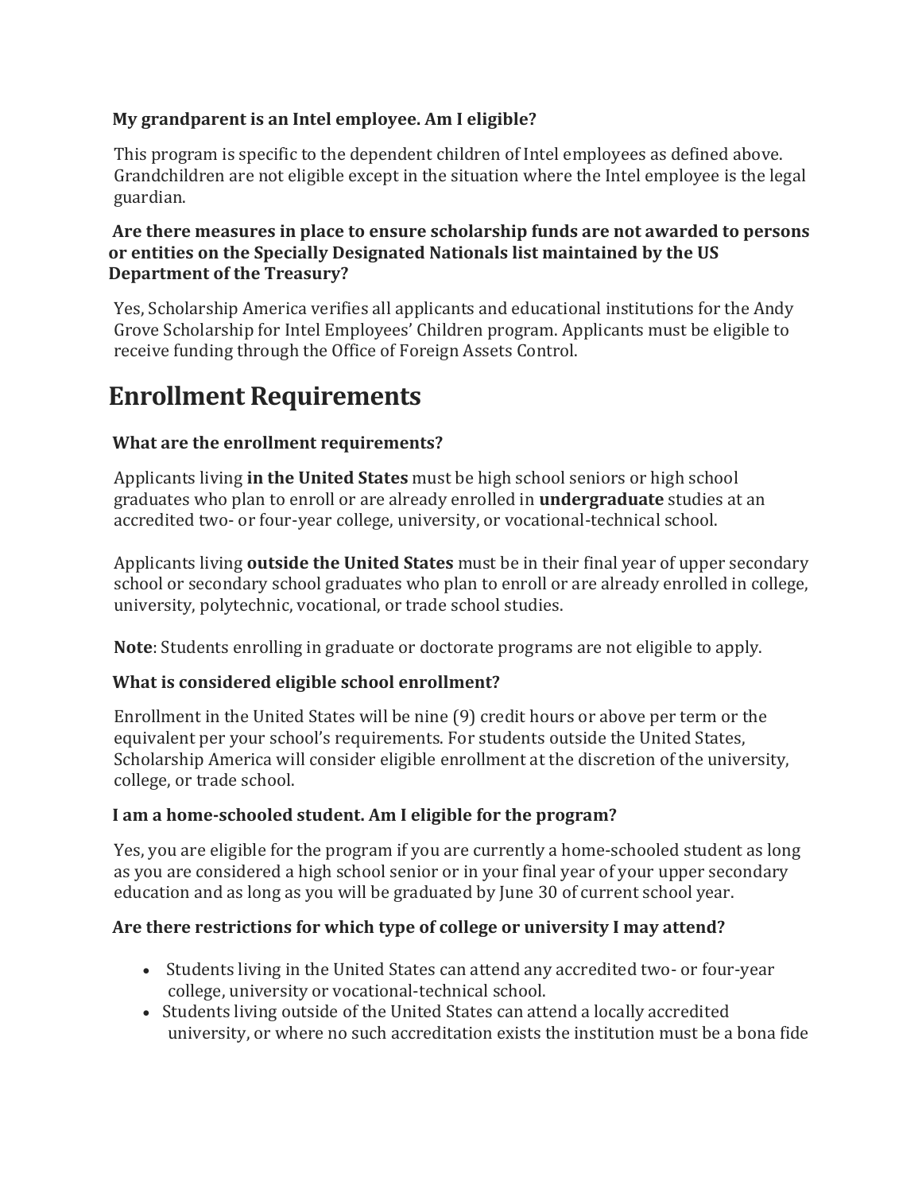**My grandparent is an Intel employee. Am I eligible?**

This program is specific to the dependent children of Intel employees as defined above. Grandchildren are not eligible except in the situation where the Intel employee is the legal guardian.

**Are there measures in place to ensure scholarship funds are not awarded to persons or entities on the Specially Designated Nationals list maintained by the US Department of the Treasury?**

Yes, Scholarship America verifies all applicants and educational institutions for the Andy Grove Scholarship for Intel Employees' Children program. Applicants must be eligible to receive funding through the Office of Foreign Assets Control.

# Enrollment Requirements

**What are the enrollment requirements?**

Applicants living **in the United States** must be high school seniors or high school graduates who plan to enroll or are already enrolled in **undergraduate** studies at an accredited two- or four-year college, university, or vocational-technical school.

Applicants living **outside the United States** must be in their final year of upper secondary school or secondary school graduates who plan to enroll or are already enrolled in college, university, polytechnic, vocational, or trade school studies.

**Note**: Students enrolling in graduate or doctorate programs are not eligible to apply.

**What is considered eligible school enrollment?**

Enrollment in the United States will be nine (9) credit hours or above per term or the equivalent per your school's requirements. For students outside the United States, Scholarship America will consider eligible enrollment at the discretion of the university, college, or trade school.

**I am a home-schooled student. Am I eligible for the program?**

Yes, you are eligible for the program if you are currently a home-schooled student as long as you are considered a high school senior or in your final year of your upper secondary education and as long as you will be graduated by June 30 of current school year.

**Are there restrictions for which type of college or university I may attend?**

- Students living in the United States can attend any accredited two- or four-year college, university or vocational-technical school.
- Students living outside of the United States can attend a locally accredited university, or where no such accreditation exists the institution must be a bona fide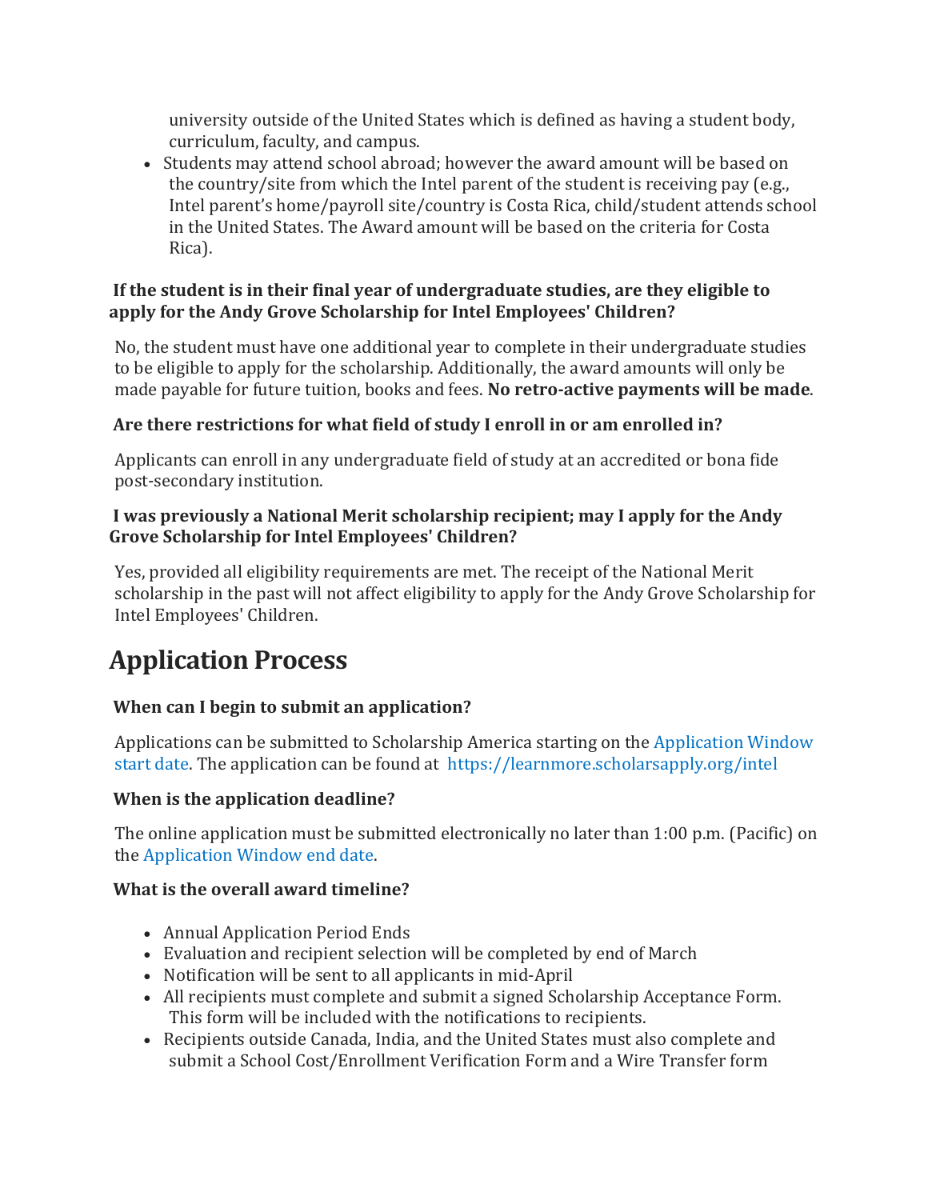university outside of the United States which is defined as having a student body, curriculum, faculty, and campus.

- Students may attend school abroad; however the award amount will be based on the country/site from which the Intel parent of the student is receiving pay (e.g., Intel parent's home/payroll site/country is Costa Rica, child/student attends school in the United States. The Award amount will be based on the criteria for Costa Rica).

**If the student is in their final year of undergraduate studies, are they eligible to apply for the Andy Grove Scholarship for Intel Employees' Children?**

No, the student must have one additional year to complete in their undergraduate studies to be eligible to apply for the scholarship. Additionally, the award amounts will only be made payable for future tuition, books and fees. **No retro-active payments will be made**.

**Are there restrictions for what field of study I enroll in or am enrolled in?**

Applicants can enroll in any undergraduate field of study at an accredited or bona fide post-secondary institution.

**I was previously a National Merit scholarship recipient; may I apply for the Andy Grove Scholarship for Intel Employees' Children?**

Yes, provided all eligibility requirements are met. The receipt of the National Merit scholarship in the past will not affect eligibility to apply for the Andy Grove Scholarship for Intel Employees' Children.

## Application Process

**When can I begin to submit an application?**

Applications can be submitted to Scholarship America starting on the Application Window start date. The application can be found at https://learnmore.scholarsapply.org/intel

**When is the application deadline?**

The online application must be submitted electronically no later than 1:00 p.m. (Pacific) on the Application Window end date.

**What is the overall award timeline?**

- Annual Application Period Ends
- Evaluation and recipient selection will be completed by end of March
- Notification will be sent to all applicants in mid-April
- All recipients must complete and submit a signed Scholarship Acceptance Form. This form will be included with the notifications to recipients.
- Recipients outside Canada, India, and the United States must also complete and submit a School Cost/Enrollment Verification Form and a Wire Transfer form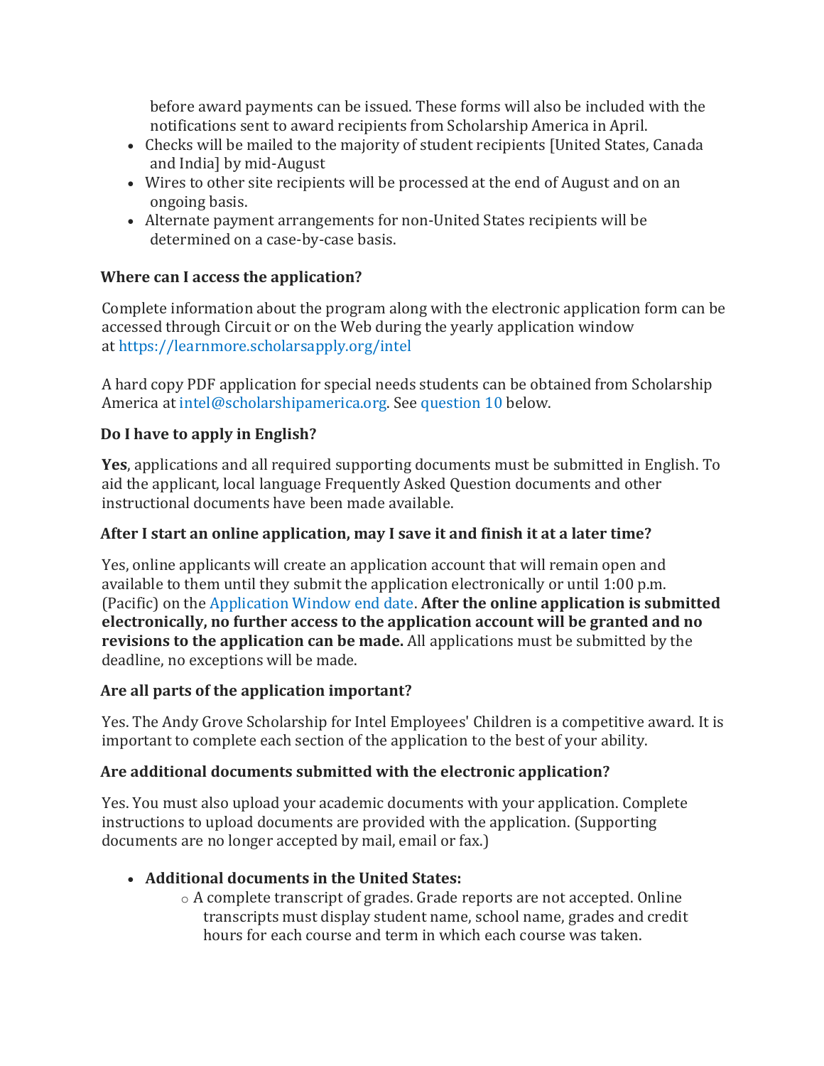before award payments can be issued. These forms will also be included with the notifications sent to award recipients from Scholarship America in April.

- Checks will be mailed to the majority of student recipients [United States, Canada and India] by mid-August
- Wires to other site recipients will be processed at the end of August and on an ongoing basis.
- Alternate payment arrangements for non-United States recipients will be determined on a case-by-case basis.

### Where can I access the application?

Complete information about the program along with the electronic application form can be accessed through Circuit or on the Web during the yearly application window at https://learnmore.scholarsapply.org/intel

A hard copy PDF application for special needs students can be obtained from Scholarship America at intel@scholarshipamerica.org. See question 10 below.

### Do I have to apply in English?

**Yes**, applications and all required supporting documents must be submitted in English. To aid the applicant, local language Frequently Asked Question documents and other instructional documents have been made available.

### After I start an online application, may I save it and finish it at a later time?

Yes, online applicants will create an application account that will remain open and available to them until they submit the application electronically or until 1:00 p.m. (Pacific) on the Application Window end date. **After the online application is submitted electronically, no further access to the application account will be granted and no revisions to the application can be made.** All applications must be submitted by the deadline, no exceptions will be made.

### Are all parts of the application important?

Yes. The Andy Grove Scholarship for Intel Employees' Children is a competitive award. It is important to complete each section of the application to the best of your ability.

### Are additional documents submitted with the electronic application?

Yes. You must also upload your academic documents with your application. Complete instructions to upload documents are provided with the application. (Supporting documents are no longer accepted by mail, email or fax.)

- **Additional documents in the United States:**
    - A complete transcript of grades. Grade reports are not accepted. Online transcripts must display student name, school name, grades and credit hours for each course and term in which each course was taken.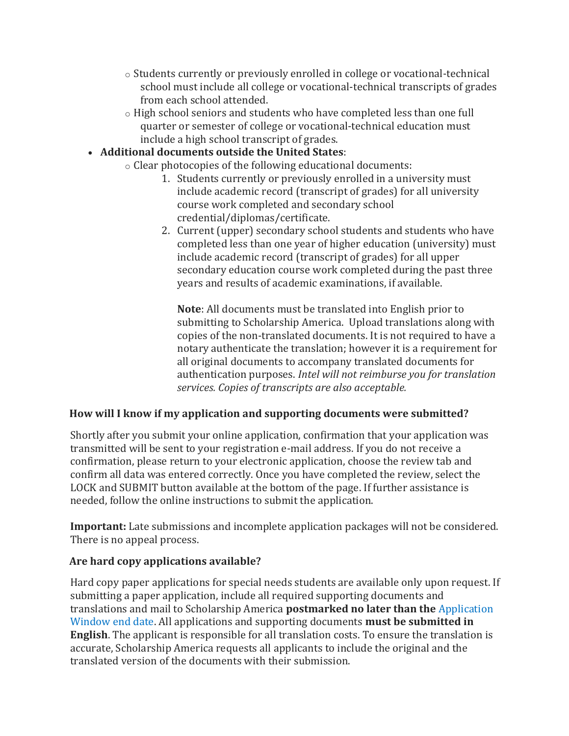- Students currently or previously enrolled in college or vocational-technical school must include all college or vocational-technical transcripts of grades from each school attended.
    - High school seniors and students who have completed less than one full quarter or semester of college or vocational-technical education must include a high school transcript of grades.
- **Additional documents outside the United States**:
    - Clear photocopies of the following educational documents:
        1. Students currently or previously enrolled in a university must include academic record (transcript of grades) for all university course work completed and secondary school credential/diplomas/certificate.
        2. Current (upper) secondary school students and students who have completed less than one year of higher education (university) must include academic record (transcript of grades) for all upper secondary education course work completed during the past three years and results of academic examinations, if available.

           **Note**: All documents must be translated into English prior to submitting to Scholarship America. Upload translations along with copies of the non-translated documents. It is not required to have a notary authenticate the translation; however it is a requirement for all original documents to accompany translated documents for authentication purposes. *Intel will not reimburse you for translation services. Copies of transcripts are also acceptable.*

### How will I know if my application and supporting documents were submitted?

Shortly after you submit your online application, confirmation that your application was transmitted will be sent to your registration e-mail address. If you do not receive a confirmation, please return to your electronic application, choose the review tab and confirm all data was entered correctly. Once you have completed the review, select the LOCK and SUBMIT button available at the bottom of the page. If further assistance is needed, follow the online instructions to submit the application.

**Important:** Late submissions and incomplete application packages will not be considered. There is no appeal process.

### Are hard copy applications available?

Hard copy paper applications for special needs students are available only upon request. If submitting a paper application, include all required supporting documents and translations and mail to Scholarship America **postmarked no later than the** Application Window end date. All applications and supporting documents **must be submitted in English**. The applicant is responsible for all translation costs. To ensure the translation is accurate, Scholarship America requests all applicants to include the original and the translated version of the documents with their submission.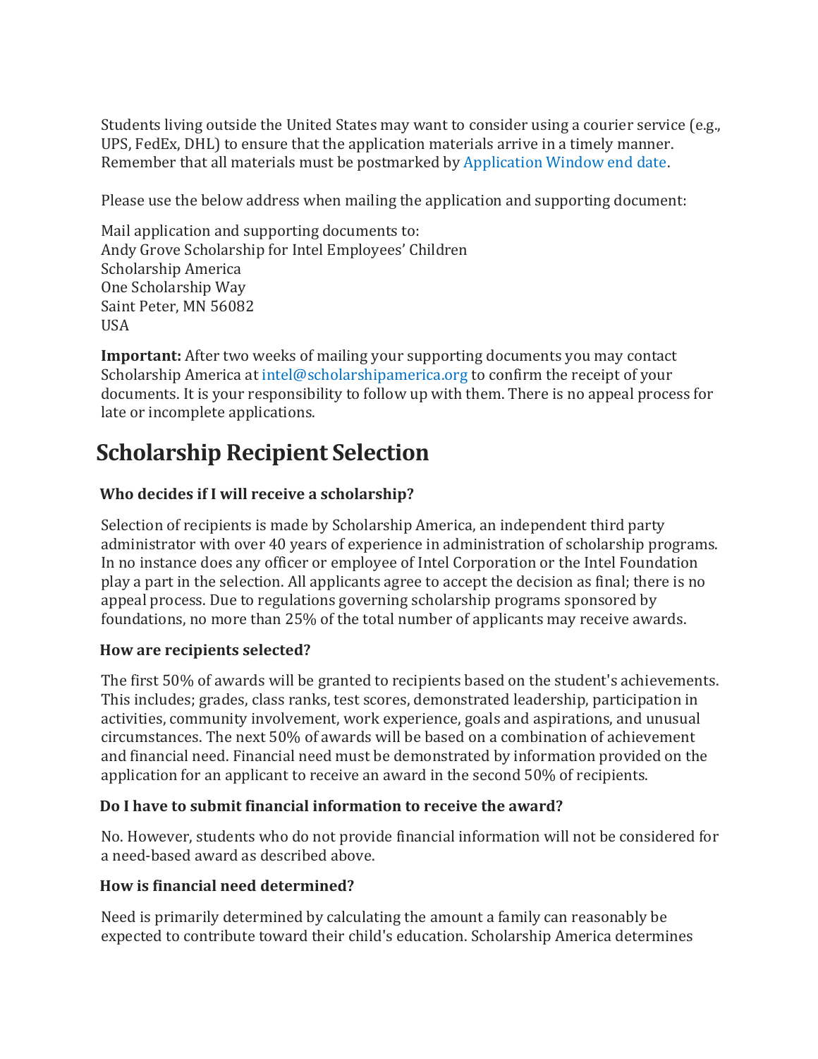Students living outside the United States may want to consider using a courier service (e.g., UPS, FedEx, DHL) to ensure that the application materials arrive in a timely manner. Remember that all materials must be postmarked by Application Window end date.

Please use the below address when mailing the application and supporting document:

Mail application and supporting documents to:
Andy Grove Scholarship for Intel Employees' Children
Scholarship America
One Scholarship Way
Saint Peter, MN 56082
USA

**Important:** After two weeks of mailing your supporting documents you may contact Scholarship America at intel@scholarshipamerica.org to confirm the receipt of your documents. It is your responsibility to follow up with them. There is no appeal process for late or incomplete applications.

# Scholarship Recipient Selection

### Who decides if I will receive a scholarship?

Selection of recipients is made by Scholarship America, an independent third party administrator with over 40 years of experience in administration of scholarship programs. In no instance does any officer or employee of Intel Corporation or the Intel Foundation play a part in the selection. All applicants agree to accept the decision as final; there is no appeal process. Due to regulations governing scholarship programs sponsored by foundations, no more than 25% of the total number of applicants may receive awards.

### How are recipients selected?

The first 50% of awards will be granted to recipients based on the student's achievements. This includes; grades, class ranks, test scores, demonstrated leadership, participation in activities, community involvement, work experience, goals and aspirations, and unusual circumstances. The next 50% of awards will be based on a combination of achievement and financial need. Financial need must be demonstrated by information provided on the application for an applicant to receive an award in the second 50% of recipients.

### Do I have to submit financial information to receive the award?

No. However, students who do not provide financial information will not be considered for a need-based award as described above.

### How is financial need determined?

Need is primarily determined by calculating the amount a family can reasonably be expected to contribute toward their child's education. Scholarship America determines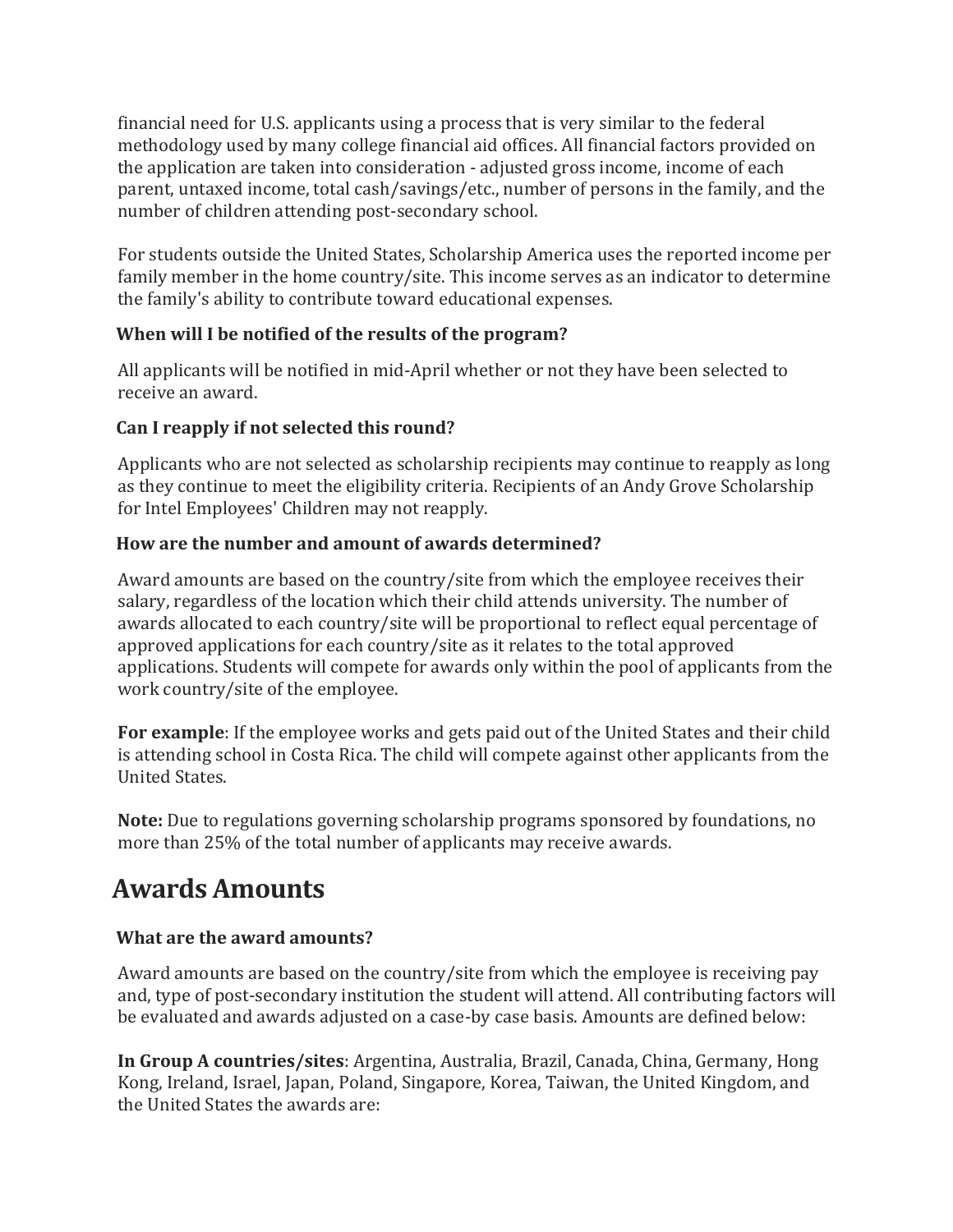financial need for U.S. applicants using a process that is very similar to the federal methodology used by many college financial aid offices. All financial factors provided on the application are taken into consideration - adjusted gross income, income of each parent, untaxed income, total cash/savings/etc., number of persons in the family, and the number of children attending post-secondary school.

For students outside the United States, Scholarship America uses the reported income per family member in the home country/site. This income serves as an indicator to determine the family's ability to contribute toward educational expenses.

### When will I be notified of the results of the program?

All applicants will be notified in mid-April whether or not they have been selected to receive an award.

### Can I reapply if not selected this round?

Applicants who are not selected as scholarship recipients may continue to reapply as long as they continue to meet the eligibility criteria. Recipients of an Andy Grove Scholarship for Intel Employees' Children may not reapply.

### How are the number and amount of awards determined?

Award amounts are based on the country/site from which the employee receives their salary, regardless of the location which their child attends university. The number of awards allocated to each country/site will be proportional to reflect equal percentage of approved applications for each country/site as it relates to the total approved applications. Students will compete for awards only within the pool of applicants from the work country/site of the employee.

**For example**: If the employee works and gets paid out of the United States and their child is attending school in Costa Rica. The child will compete against other applicants from the United States.

**Note:** Due to regulations governing scholarship programs sponsored by foundations, no more than 25% of the total number of applicants may receive awards.

## Awards Amounts

### What are the award amounts?

Award amounts are based on the country/site from which the employee is receiving pay and, type of post-secondary institution the student will attend. All contributing factors will be evaluated and awards adjusted on a case-by case basis. Amounts are defined below:

**In Group A countries/sites**: Argentina, Australia, Brazil, Canada, China, Germany, Hong Kong, Ireland, Israel, Japan, Poland, Singapore, Korea, Taiwan, the United Kingdom, and the United States the awards are: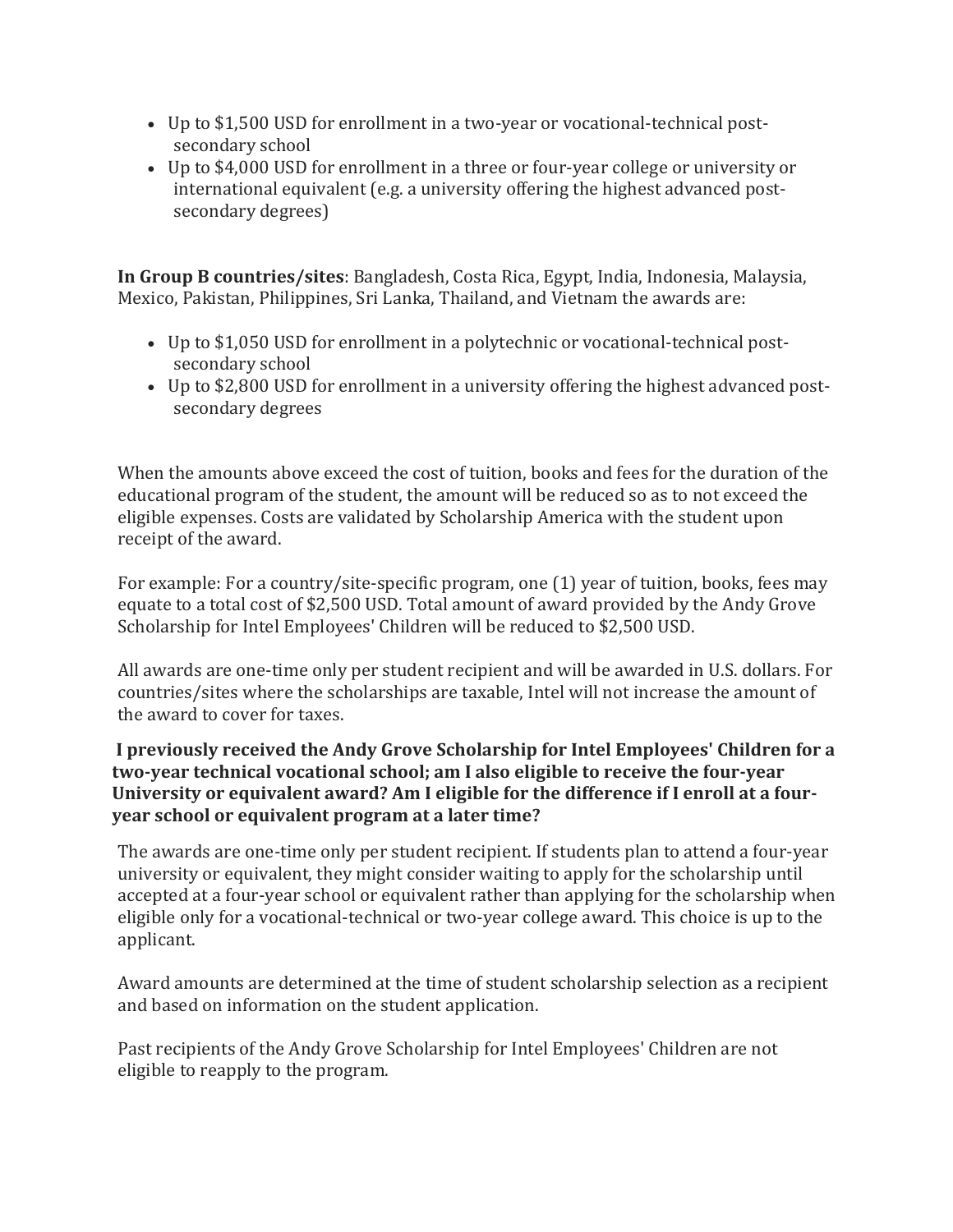- Up to $1,500 USD for enrollment in a two-year or vocational-technical post-secondary school
- Up to $4,000 USD for enrollment in a three or four-year college or university or international equivalent (e.g. a university offering the highest advanced post-secondary degrees)

**In Group B countries/sites**: Bangladesh, Costa Rica, Egypt, India, Indonesia, Malaysia, Mexico, Pakistan, Philippines, Sri Lanka, Thailand, and Vietnam the awards are:

- Up to $1,050 USD for enrollment in a polytechnic or vocational-technical post-secondary school
- Up to $2,800 USD for enrollment in a university offering the highest advanced post-secondary degrees

When the amounts above exceed the cost of tuition, books and fees for the duration of the educational program of the student, the amount will be reduced so as to not exceed the eligible expenses. Costs are validated by Scholarship America with the student upon receipt of the award.

For example: For a country/site-specific program, one (1) year of tuition, books, fees may equate to a total cost of $2,500 USD. Total amount of award provided by the Andy Grove Scholarship for Intel Employees' Children will be reduced to $2,500 USD.

All awards are one-time only per student recipient and will be awarded in U.S. dollars. For countries/sites where the scholarships are taxable, Intel will not increase the amount of the award to cover for taxes.

**I previously received the Andy Grove Scholarship for Intel Employees' Children for a two-year technical vocational school; am I also eligible to receive the four-year University or equivalent award? Am I eligible for the difference if I enroll at a four-year school or equivalent program at a later time?**

The awards are one-time only per student recipient. If students plan to attend a four-year university or equivalent, they might consider waiting to apply for the scholarship until accepted at a four-year school or equivalent rather than applying for the scholarship when eligible only for a vocational-technical or two-year college award. This choice is up to the applicant.

Award amounts are determined at the time of student scholarship selection as a recipient and based on information on the student application.

Past recipients of the Andy Grove Scholarship for Intel Employees' Children are not eligible to reapply to the program.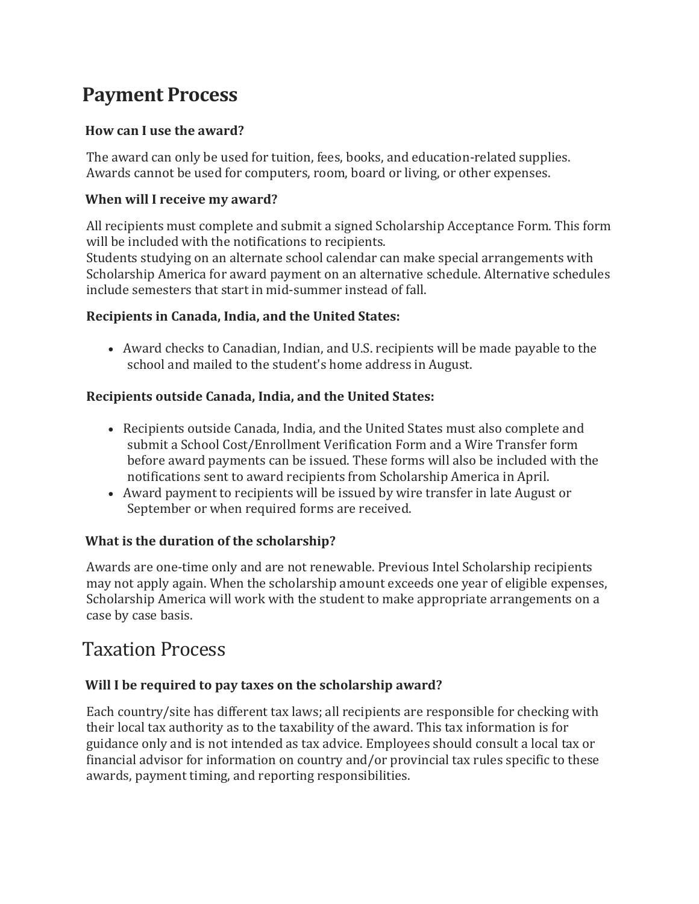# Payment Process

### How can I use the award?

The award can only be used for tuition, fees, books, and education-related supplies. Awards cannot be used for computers, room, board or living, or other expenses.

### When will I receive my award?

All recipients must complete and submit a signed Scholarship Acceptance Form. This form will be included with the notifications to recipients.
Students studying on an alternate school calendar can make special arrangements with Scholarship America for award payment on an alternative schedule. Alternative schedules include semesters that start in mid-summer instead of fall.

### Recipients in Canada, India, and the United States:

- Award checks to Canadian, Indian, and U.S. recipients will be made payable to the school and mailed to the student's home address in August.

### Recipients outside Canada, India, and the United States:

- Recipients outside Canada, India, and the United States must also complete and submit a School Cost/Enrollment Verification Form and a Wire Transfer form before award payments can be issued. These forms will also be included with the notifications sent to award recipients from Scholarship America in April.
- Award payment to recipients will be issued by wire transfer in late August or September or when required forms are received.

### What is the duration of the scholarship?

Awards are one-time only and are not renewable. Previous Intel Scholarship recipients may not apply again. When the scholarship amount exceeds one year of eligible expenses, Scholarship America will work with the student to make appropriate arrangements on a case by case basis.

# Taxation Process

### Will I be required to pay taxes on the scholarship award?

Each country/site has different tax laws; all recipients are responsible for checking with their local tax authority as to the taxability of the award. This tax information is for guidance only and is not intended as tax advice. Employees should consult a local tax or financial advisor for information on country and/or provincial tax rules specific to these awards, payment timing, and reporting responsibilities.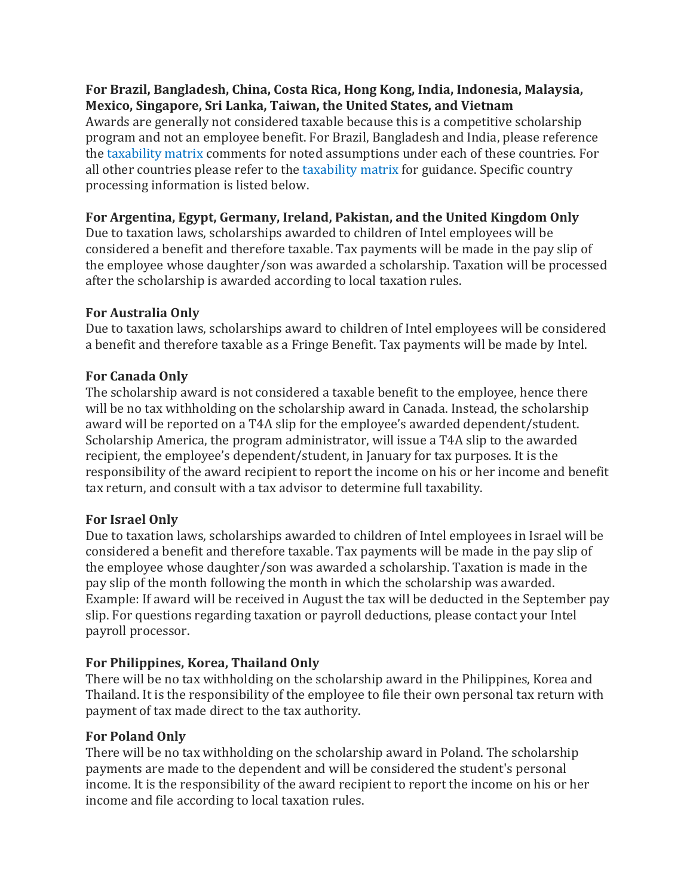**For Brazil, Bangladesh, China, Costa Rica, Hong Kong, India, Indonesia, Malaysia, Mexico, Singapore, Sri Lanka, Taiwan, the United States, and Vietnam**

Awards are generally not considered taxable because this is a competitive scholarship program and not an employee benefit. For Brazil, Bangladesh and India, please reference the taxability matrix comments for noted assumptions under each of these countries. For all other countries please refer to the taxability matrix for guidance. Specific country processing information is listed below.

**For Argentina, Egypt, Germany, Ireland, Pakistan, and the United Kingdom Only**

Due to taxation laws, scholarships awarded to children of Intel employees will be considered a benefit and therefore taxable. Tax payments will be made in the pay slip of the employee whose daughter/son was awarded a scholarship. Taxation will be processed after the scholarship is awarded according to local taxation rules.

**For Australia Only**

Due to taxation laws, scholarships award to children of Intel employees will be considered a benefit and therefore taxable as a Fringe Benefit. Tax payments will be made by Intel.

**For Canada Only**

The scholarship award is not considered a taxable benefit to the employee, hence there will be no tax withholding on the scholarship award in Canada. Instead, the scholarship award will be reported on a T4A slip for the employee's awarded dependent/student. Scholarship America, the program administrator, will issue a T4A slip to the awarded recipient, the employee's dependent/student, in January for tax purposes. It is the responsibility of the award recipient to report the income on his or her income and benefit tax return, and consult with a tax advisor to determine full taxability.

**For Israel Only**

Due to taxation laws, scholarships awarded to children of Intel employees in Israel will be considered a benefit and therefore taxable. Tax payments will be made in the pay slip of the employee whose daughter/son was awarded a scholarship. Taxation is made in the pay slip of the month following the month in which the scholarship was awarded. Example: If award will be received in August the tax will be deducted in the September pay slip. For questions regarding taxation or payroll deductions, please contact your Intel payroll processor.

**For Philippines, Korea, Thailand Only**

There will be no tax withholding on the scholarship award in the Philippines, Korea and Thailand. It is the responsibility of the employee to file their own personal tax return with payment of tax made direct to the tax authority.

**For Poland Only**

There will be no tax withholding on the scholarship award in Poland. The scholarship payments are made to the dependent and will be considered the student's personal income. It is the responsibility of the award recipient to report the income on his or her income and file according to local taxation rules.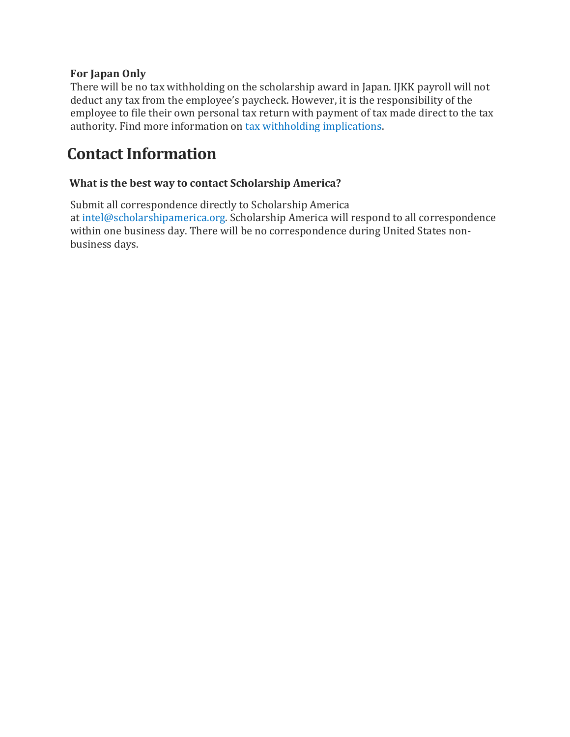**For Japan Only**

There will be no tax withholding on the scholarship award in Japan. IJKK payroll will not deduct any tax from the employee's paycheck. However, it is the responsibility of the employee to file their own personal tax return with payment of tax made direct to the tax authority. Find more information on tax withholding implications.

# Contact Information

### What is the best way to contact Scholarship America?

Submit all correspondence directly to Scholarship America at intel@scholarshipamerica.org. Scholarship America will respond to all correspondence within one business day. There will be no correspondence during United States non-business days.